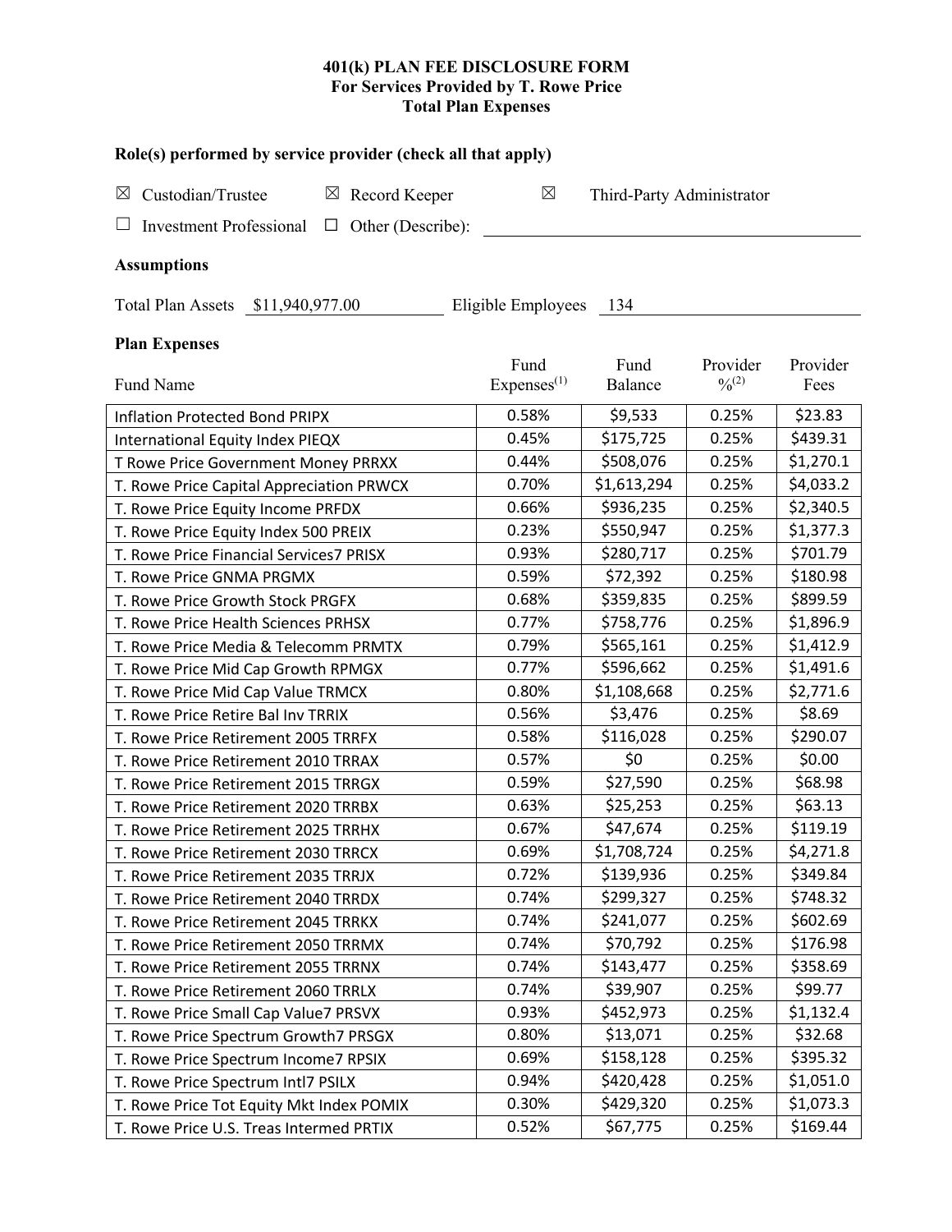**401(k) PLAN FEE DISCLOSURE FORM**
**For Services Provided by T. Rowe Price**
**Total Plan Expenses**

**Role(s) performed by service provider (check all that apply)**

☒ Custodian/Trustee ☒ Record Keeper ☒ Third-Party Administrator

☐ Investment Professional ☐ Other (Describe): \_\_\_\_\_\_\_\_\_\_\_\_\_\_\_\_\_\_\_\_

**Assumptions**

Total Plan Assets $11,940,977.00 Eligible Employees 134

**Plan Expenses**

| Fund Name | Fund Expenses[1] | Fund Balance | Provider %[2] | Provider Fees |
|---|---|---|---|---|
| Inflation Protected Bond PRIPX | 0.58% | $9,533 | 0.25% | $23.83 |
| International Equity Index PIEQX | 0.45% | $175,725 | 0.25% | $439.31 |
| T Rowe Price Government Money PRRXX | 0.44% | $508,076 | 0.25% | $1,270.1 |
| T. Rowe Price Capital Appreciation PRWCX | 0.70% | $1,613,294 | 0.25% | $4,033.2 |
| T. Rowe Price Equity Income PRFDX | 0.66% | $936,235 | 0.25% | $2,340.5 |
| T. Rowe Price Equity Index 500 PREIX | 0.23% | $550,947 | 0.25% | $1,377.3 |
| T. Rowe Price Financial Services7 PRISX | 0.93% | $280,717 | 0.25% | $701.79 |
| T. Rowe Price GNMA PRGMX | 0.59% | $72,392 | 0.25% | $180.98 |
| T. Rowe Price Growth Stock PRGFX | 0.68% | $359,835 | 0.25% | $899.59 |
| T. Rowe Price Health Sciences PRHSX | 0.77% | $758,776 | 0.25% | $1,896.9 |
| T. Rowe Price Media & Telecomm PRMTX | 0.79% | $565,161 | 0.25% | $1,412.9 |
| T. Rowe Price Mid Cap Growth RPMGX | 0.77% | $596,662 | 0.25% | $1,491.6 |
| T. Rowe Price Mid Cap Value TRMCX | 0.80% | $1,108,668 | 0.25% | $2,771.6 |
| T. Rowe Price Retire Bal Inv TRRIX | 0.56% | $3,476 | 0.25% | $8.69 |
| T. Rowe Price Retirement 2005 TRRFX | 0.58% | $116,028 | 0.25% | $290.07 |
| T. Rowe Price Retirement 2010 TRRAX | 0.57% | $0 | 0.25% | $0.00 |
| T. Rowe Price Retirement 2015 TRRGX | 0.59% | $27,590 | 0.25% | $68.98 |
| T. Rowe Price Retirement 2020 TRRBX | 0.63% | $25,253 | 0.25% | $63.13 |
| T. Rowe Price Retirement 2025 TRRHX | 0.67% | $47,674 | 0.25% | $119.19 |
| T. Rowe Price Retirement 2030 TRRCX | 0.69% | $1,708,724 | 0.25% | $4,271.8 |
| T. Rowe Price Retirement 2035 TRRJX | 0.72% | $139,936 | 0.25% | $349.84 |
| T. Rowe Price Retirement 2040 TRRDX | 0.74% | $299,327 | 0.25% | $748.32 |
| T. Rowe Price Retirement 2045 TRRKX | 0.74% | $241,077 | 0.25% | $602.69 |
| T. Rowe Price Retirement 2050 TRRMX | 0.74% | $70,792 | 0.25% | $176.98 |
| T. Rowe Price Retirement 2055 TRRNX | 0.74% | $143,477 | 0.25% | $358.69 |
| T. Rowe Price Retirement 2060 TRRLX | 0.74% | $39,907 | 0.25% | $99.77 |
| T. Rowe Price Small Cap Value7 PRSVX | 0.93% | $452,973 | 0.25% | $1,132.4 |
| T. Rowe Price Spectrum Growth7 PRSGX | 0.80% | $13,071 | 0.25% | $32.68 |
| T. Rowe Price Spectrum Income7 RPSIX | 0.69% | $158,128 | 0.25% | $395.32 |
| T. Rowe Price Spectrum Intl7 PSILX | 0.94% | $420,428 | 0.25% | $1,051.0 |
| T. Rowe Price Tot Equity Mkt Index POMIX | 0.30% | $429,320 | 0.25% | $1,073.3 |
| T. Rowe Price U.S. Treas Intermed PRTIX | 0.52% | $67,775 | 0.25% | $169.44 |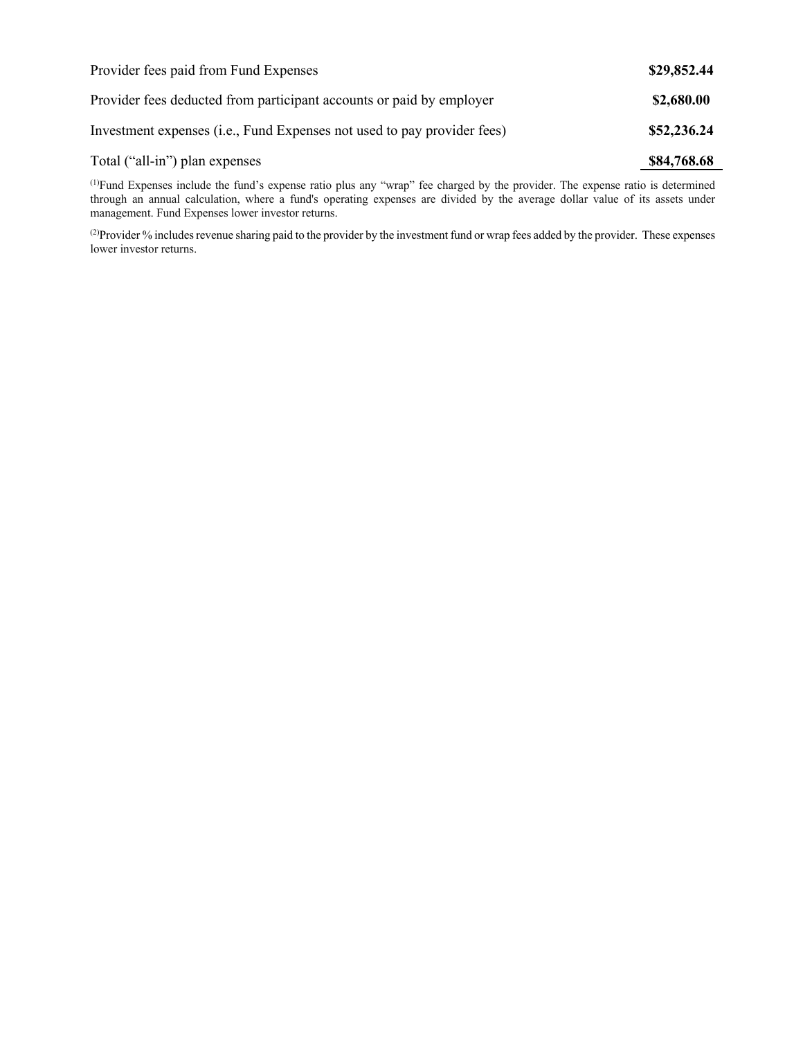| | |
| --- | --- |
| Provider fees paid from Fund Expenses | **$29,852.44** |
| Provider fees deducted from participant accounts or paid by employer | **$2,680.00** |
| Investment expenses (i.e., Fund Expenses not used to pay provider fees) | **$52,236.24** |
| Total (“all-in”) plan expenses | **$84,768.68** |

(1)Fund Expenses include the fund’s expense ratio plus any “wrap” fee charged by the provider. The expense ratio is determined through an annual calculation, where a fund's operating expenses are divided by the average dollar value of its assets under management. Fund Expenses lower investor returns.

(2)Provider % includes revenue sharing paid to the provider by the investment fund or wrap fees added by the provider. These expenses lower investor returns.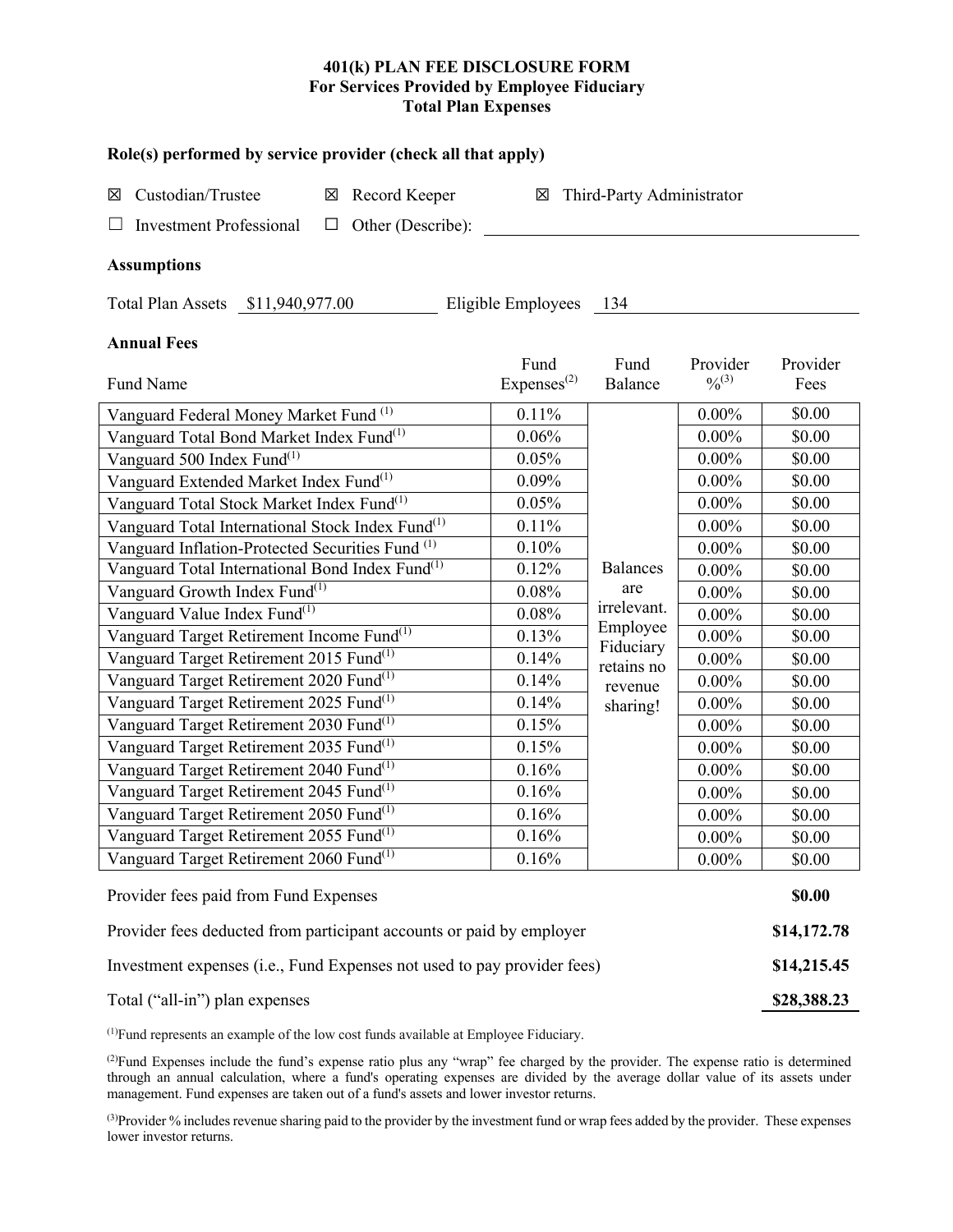**401(k) PLAN FEE DISCLOSURE FORM**
**For Services Provided by Employee Fiduciary**
**Total Plan Expenses**

**Role(s) performed by service provider (check all that apply)**

☒ Custodian/Trustee ☒ Record Keeper ☒ Third-Party Administrator

☐ Investment Professional ☐ Other (Describe):

**Assumptions**

Total Plan Assets $11,940,977.00 Eligible Employees 134

**Annual Fees**

| Fund Name | Fund Expenses[2] | Fund Balance | Provider %[3] | Provider Fees |
|---|---|---|---|---|
| Vanguard Federal Money Market Fund [1] | 0.11% | Balances are irrelevant. Employee Fiduciary retains no revenue sharing! | 0.00% | $0.00 |
| Vanguard Total Bond Market Index Fund[1] | 0.06% | | 0.00% | $0.00 |
| Vanguard 500 Index Fund[1] | 0.05% | | 0.00% | $0.00 |
| Vanguard Extended Market Index Fund[1] | 0.09% | | 0.00% | $0.00 |
| Vanguard Total Stock Market Index Fund[1] | 0.05% | | 0.00% | $0.00 |
| Vanguard Total International Stock Index Fund[1] | 0.11% | | 0.00% | $0.00 |
| Vanguard Inflation-Protected Securities Fund [1] | 0.10% | | 0.00% | $0.00 |
| Vanguard Total International Bond Index Fund[1] | 0.12% | | 0.00% | $0.00 |
| Vanguard Growth Index Fund[1] | 0.08% | | 0.00% | $0.00 |
| Vanguard Value Index Fund[1] | 0.08% | | 0.00% | $0.00 |
| Vanguard Target Retirement Income Fund[1] | 0.13% | | 0.00% | $0.00 |
| Vanguard Target Retirement 2015 Fund[1] | 0.14% | | 0.00% | $0.00 |
| Vanguard Target Retirement 2020 Fund[1] | 0.14% | | 0.00% | $0.00 |
| Vanguard Target Retirement 2025 Fund[1] | 0.14% | | 0.00% | $0.00 |
| Vanguard Target Retirement 2030 Fund[1] | 0.15% | | 0.00% | $0.00 |
| Vanguard Target Retirement 2035 Fund[1] | 0.15% | | 0.00% | $0.00 |
| Vanguard Target Retirement 2040 Fund[1] | 0.16% | | 0.00% | $0.00 |
| Vanguard Target Retirement 2045 Fund[1] | 0.16% | | 0.00% | $0.00 |
| Vanguard Target Retirement 2050 Fund[1] | 0.16% | | 0.00% | $0.00 |
| Vanguard Target Retirement 2055 Fund[1] | 0.16% | | 0.00% | $0.00 |
| Vanguard Target Retirement 2060 Fund[1] | 0.16% | | 0.00% | $0.00 |

| | |
|---|---|
| Provider fees paid from Fund Expenses | **$0.00** |
| Provider fees deducted from participant accounts or paid by employer | **$14,172.78** |
| Investment expenses (i.e., Fund Expenses not used to pay provider fees) | **$14,215.45** |
| Total ("all-in") plan expenses | **$28,388.23** |

[1]Fund represents an example of the low cost funds available at Employee Fiduciary.

[2]Fund Expenses include the fund's expense ratio plus any "wrap" fee charged by the provider. The expense ratio is determined through an annual calculation, where a fund's operating expenses are divided by the average dollar value of its assets under management. Fund expenses are taken out of a fund's assets and lower investor returns.

[3]Provider % includes revenue sharing paid to the provider by the investment fund or wrap fees added by the provider. These expenses lower investor returns.